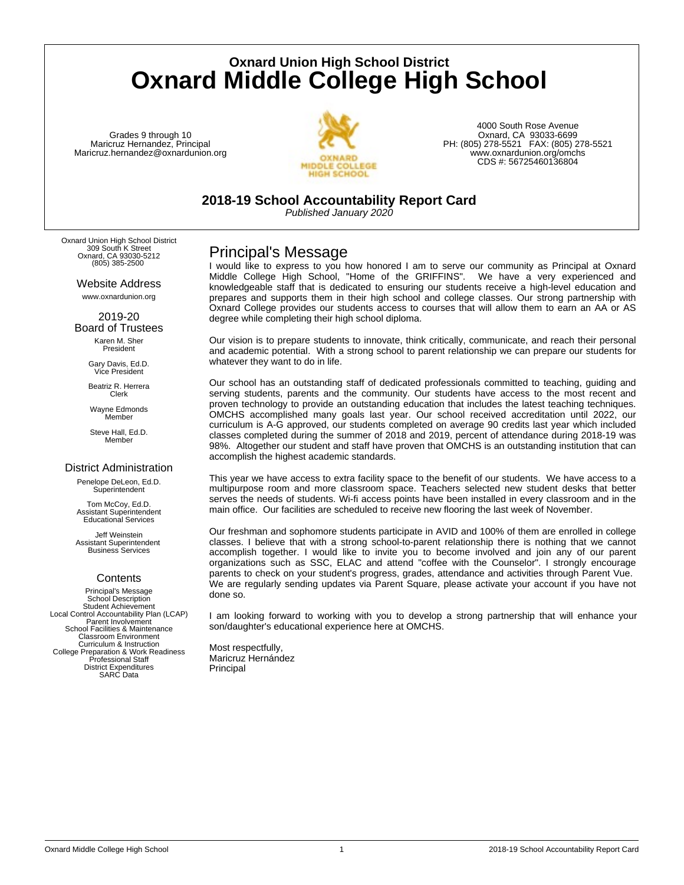# Oxnard Union High School District
# Oxnard Middle College High School

Grades 9 through 10
Maricruz Hernandez, Principal
Maricruz.hernandez@oxnardunion.org

4000 South Rose Avenue
Oxnard, CA 93033-6699
PH: (805) 278-5521 FAX: (805) 278-5521
www.oxnardunion.org/omchs
CDS #: 56725460136804

## 2018-19 School Accountability Report Card

*Published January 2020*

Oxnard Union High School District
309 South K Street
Oxnard, CA 93030-5212
(805) 385-2500

### Website Address

www.oxnardunion.org

### 2019-20 Board of Trustees

Karen M. Sher
President

Gary Davis, Ed.D.
Vice President

Beatriz R. Herrera
Clerk

Wayne Edmonds
Member

Steve Hall, Ed.D.
Member

### District Administration

Penelope DeLeon, Ed.D.
Superintendent

Tom McCoy, Ed.D.
Assistant Superintendent
Educational Services

Jeff Weinstein
Assistant Superintendent
Business Services

### Contents

Principal's Message
School Description
Student Achievement
Local Control Accountability Plan (LCAP)
Parent Involvement
School Facilities & Maintenance
Classroom Environment
Curriculum & Instruction
College Preparation & Work Readiness
Professional Staff
District Expenditures
SARC Data

## Principal's Message

I would like to express to you how honored I am to serve our community as Principal at Oxnard Middle College High School, "Home of the GRIFFINS". We have a very experienced and knowledgeable staff that is dedicated to ensuring our students receive a high-level education and prepares and supports them in their high school and college classes. Our strong partnership with Oxnard College provides our students access to courses that will allow them to earn an AA or AS degree while completing their high school diploma.

Our vision is to prepare students to innovate, think critically, communicate, and reach their personal and academic potential. With a strong school to parent relationship we can prepare our students for whatever they want to do in life.

Our school has an outstanding staff of dedicated professionals committed to teaching, guiding and serving students, parents and the community. Our students have access to the most recent and proven technology to provide an outstanding education that includes the latest teaching techniques. OMCHS accomplished many goals last year. Our school received accreditation until 2022, our curriculum is A-G approved, our students completed on average 90 credits last year which included classes completed during the summer of 2018 and 2019, percent of attendance during 2018-19 was 98%. Altogether our student and staff have proven that OMCHS is an outstanding institution that can accomplish the highest academic standards.

This year we have access to extra facility space to the benefit of our students. We have access to a multipurpose room and more classroom space. Teachers selected new student desks that better serves the needs of students. Wi-fi access points have been installed in every classroom and in the main office. Our facilities are scheduled to receive new flooring the last week of November.

Our freshman and sophomore students participate in AVID and 100% of them are enrolled in college classes. I believe that with a strong school-to-parent relationship there is nothing that we cannot accomplish together. I would like to invite you to become involved and join any of our parent organizations such as SSC, ELAC and attend "coffee with the Counselor". I strongly encourage parents to check on your student's progress, grades, attendance and activities through Parent Vue. We are regularly sending updates via Parent Square, please activate your account if you have not done so.

I am looking forward to working with you to develop a strong partnership that will enhance your son/daughter's educational experience here at OMCHS.

Most respectfully,
Maricruz Hernández
Principal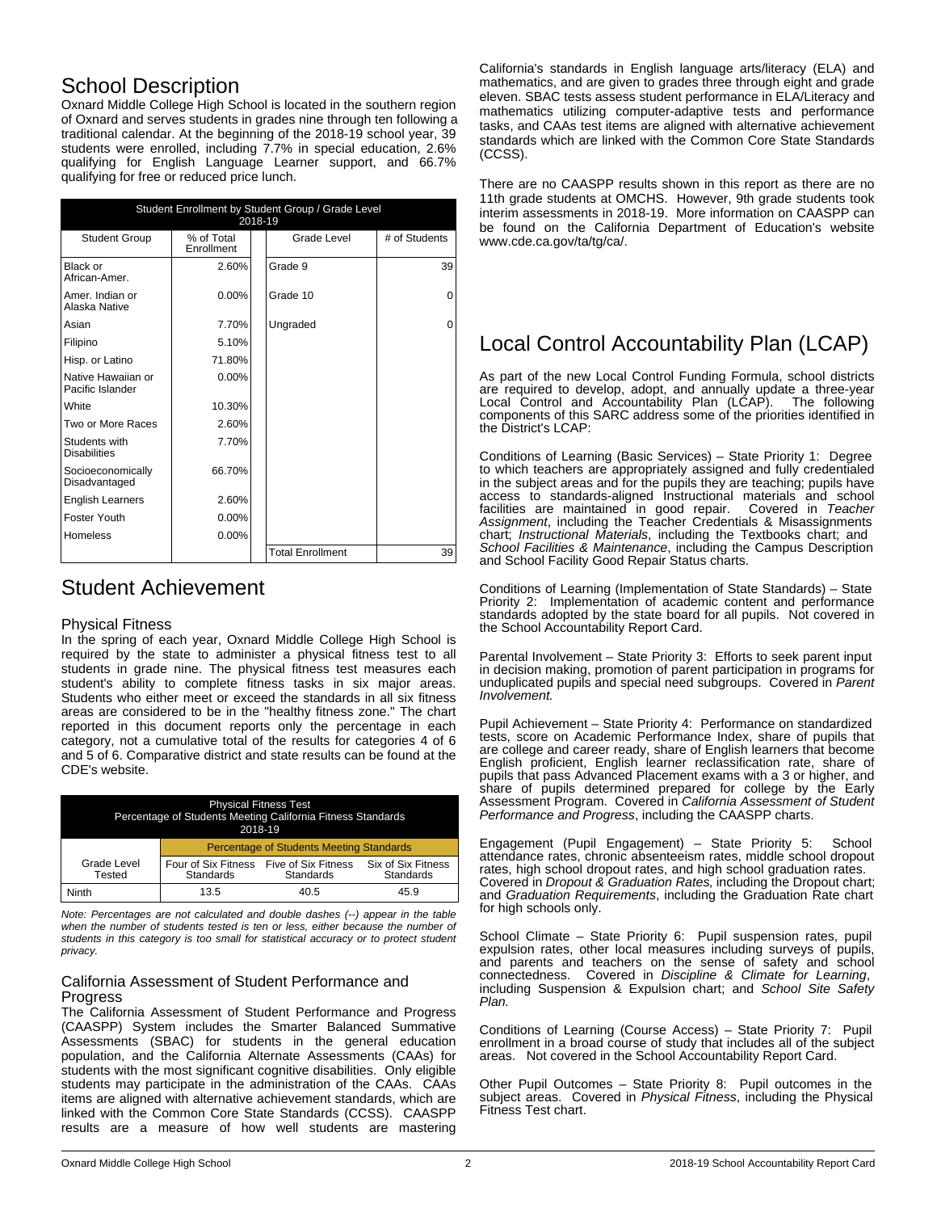# School Description

Oxnard Middle College High School is located in the southern region of Oxnard and serves students in grades nine through ten following a traditional calendar. At the beginning of the 2018-19 school year, 39 students were enrolled, including 7.7% in special education, 2.6% qualifying for English Language Learner support, and 66.7% qualifying for free or reduced price lunch.

| Student Enrollment by Student Group / Grade Level 2018-19 | | | |
|---|---|---|---|
| Student Group | % of Total Enrollment | Grade Level | # of Students |
| Black or African-Amer. | 2.60% | Grade 9 | 39 |
| Amer. Indian or Alaska Native | 0.00% | Grade 10 | 0 |
| Asian | 7.70% | Ungraded | 0 |
| Filipino | 5.10% | | |
| Hisp. or Latino | 71.80% | | |
| Native Hawaiian or Pacific Islander | 0.00% | | |
| White | 10.30% | | |
| Two or More Races | 2.60% | | |
| Students with Disabilities | 7.70% | | |
| Socioeconomically Disadvantaged | 66.70% | | |
| English Learners | 2.60% | | |
| Foster Youth | 0.00% | | |
| Homeless | 0.00% | | |
| | | Total Enrollment | 39 |

# Student Achievement

## Physical Fitness

In the spring of each year, Oxnard Middle College High School is required by the state to administer a physical fitness test to all students in grade nine. The physical fitness test measures each student's ability to complete fitness tasks in six major areas. Students who either meet or exceed the standards in all six fitness areas are considered to be in the "healthy fitness zone." The chart reported in this document reports only the percentage in each category, not a cumulative total of the results for categories 4 of 6 and 5 of 6. Comparative district and state results can be found at the CDE's website.

| Physical Fitness Test Percentage of Students Meeting California Fitness Standards 2018-19 | | | |
|---|---|---|---|
| | Percentage of Students Meeting Standards | | |
| Grade Level Tested | Four of Six Fitness Standards | Five of Six Fitness Standards | Six of Six Fitness Standards |
| Ninth | 13.5 | 40.5 | 45.9 |

*Note: Percentages are not calculated and double dashes (--) appear in the table when the number of students tested is ten or less, either because the number of students in this category is too small for statistical accuracy or to protect student privacy.*

## California Assessment of Student Performance and Progress

The California Assessment of Student Performance and Progress (CAASPP) System includes the Smarter Balanced Summative Assessments (SBAC) for students in the general education population, and the California Alternate Assessments (CAAs) for students with the most significant cognitive disabilities. Only eligible students may participate in the administration of the CAAs. CAAs items are aligned with alternative achievement standards, which are linked with the Common Core State Standards (CCSS). CAASPP results are a measure of how well students are mastering California's standards in English language arts/literacy (ELA) and mathematics, and are given to grades three through eight and grade eleven. SBAC tests assess student performance in ELA/Literacy and mathematics utilizing computer-adaptive tests and performance tasks, and CAAs test items are aligned with alternative achievement standards which are linked with the Common Core State Standards (CCSS).

There are no CAASPP results shown in this report as there are no 11th grade students at OMCHS. However, 9th grade students took interim assessments in 2018-19. More information on CAASPP can be found on the California Department of Education's website www.cde.ca.gov/ta/tg/ca/.

# Local Control Accountability Plan (LCAP)

As part of the new Local Control Funding Formula, school districts are required to develop, adopt, and annually update a three-year Local Control and Accountability Plan (LCAP). The following components of this SARC address some of the priorities identified in the District's LCAP:

Conditions of Learning (Basic Services) – State Priority 1: Degree to which teachers are appropriately assigned and fully credentialed in the subject areas and for the pupils they are teaching; pupils have access to standards-aligned instructional materials and school facilities are maintained in good repair. Covered in *Teacher Assignment*, including the Teacher Credentials & Misassignments chart; *Instructional Materials*, including the Textbooks chart; and *School Facilities & Maintenance*, including the Campus Description and School Facility Good Repair Status charts.

Conditions of Learning (Implementation of State Standards) – State Priority 2: Implementation of academic content and performance standards adopted by the state board for all pupils. Not covered in the School Accountability Report Card.

Parental Involvement – State Priority 3: Efforts to seek parent input in decision making, promotion of parent participation in programs for unduplicated pupils and special need subgroups. Covered in *Parent Involvement.*

Pupil Achievement – State Priority 4: Performance on standardized tests, score on Academic Performance Index, share of pupils that are college and career ready, share of English learners that become English proficient, English learner reclassification rate, share of pupils that pass Advanced Placement exams with a 3 or higher, and share of pupils determined prepared for college by the Early Assessment Program. Covered in *California Assessment of Student Performance and Progress*, including the CAASPP charts.

Engagement (Pupil Engagement) – State Priority 5: School attendance rates, chronic absenteeism rates, middle school dropout rates, high school dropout rates, and high school graduation rates. Covered in *Dropout & Graduation Rates*, including the Dropout chart; and *Graduation Requirements*, including the Graduation Rate chart for high schools only.

School Climate – State Priority 6: Pupil suspension rates, pupil expulsion rates, other local measures including surveys of pupils, and parents and teachers on the sense of safety and school connectedness. Covered in *Discipline & Climate for Learning*, including Suspension & Expulsion chart; and *School Site Safety Plan.*

Conditions of Learning (Course Access) – State Priority 7: Pupil enrollment in a broad course of study that includes all of the subject areas. Not covered in the School Accountability Report Card.

Other Pupil Outcomes – State Priority 8: Pupil outcomes in the subject areas. Covered in *Physical Fitness*, including the Physical Fitness Test chart.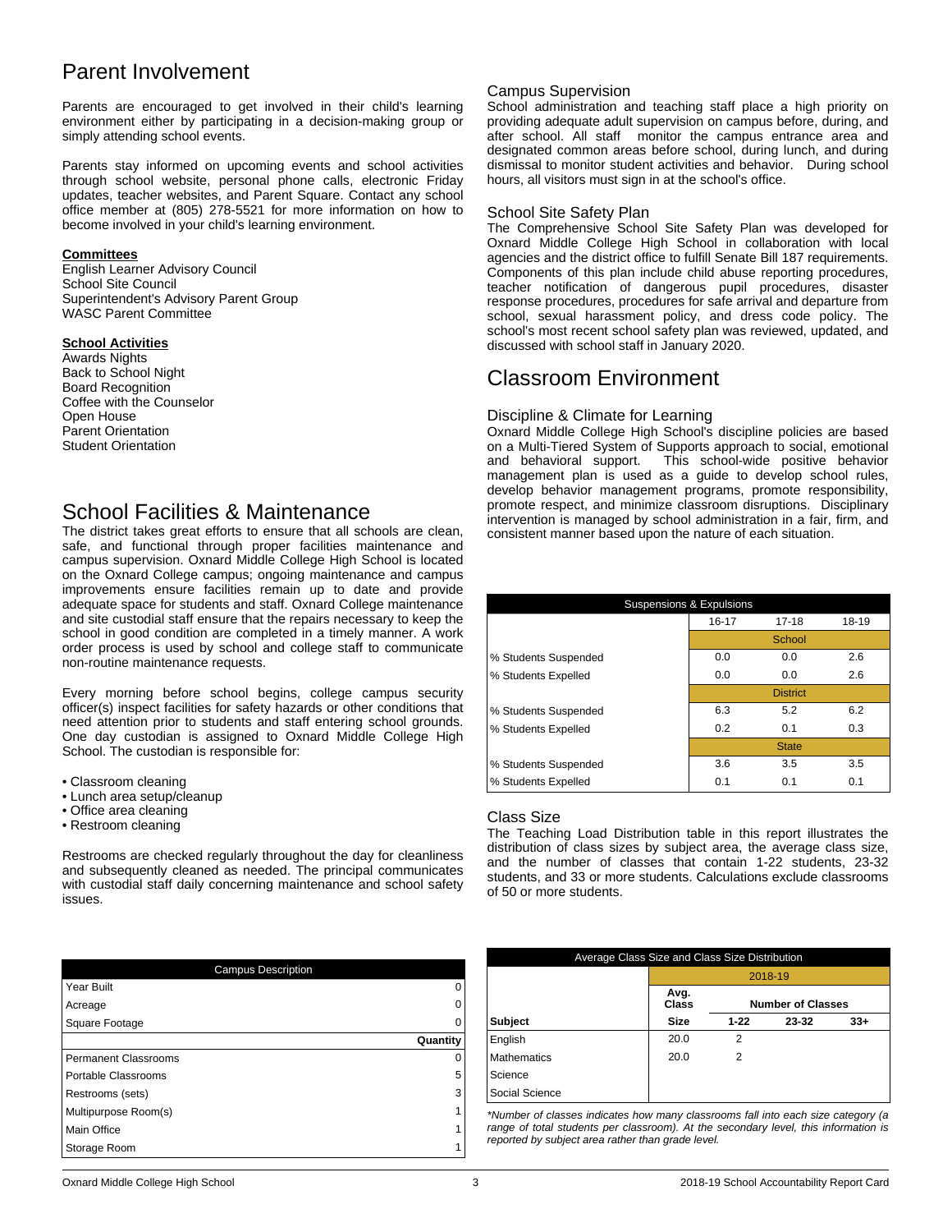# Parent Involvement

Parents are encouraged to get involved in their child's learning environment either by participating in a decision-making group or simply attending school events.

Parents stay informed on upcoming events and school activities through school website, personal phone calls, electronic Friday updates, teacher websites, and Parent Square. Contact any school office member at (805) 278-5521 for more information on how to become involved in your child's learning environment.

**Committees**

English Learner Advisory Council
School Site Council
Superintendent's Advisory Parent Group
WASC Parent Committee

**School Activities**

Awards Nights
Back to School Night
Board Recognition
Coffee with the Counselor
Open House
Parent Orientation
Student Orientation

# School Facilities & Maintenance

The district takes great efforts to ensure that all schools are clean, safe, and functional through proper facilities maintenance and campus supervision. Oxnard Middle College High School is located on the Oxnard College campus; ongoing maintenance and campus improvements ensure facilities remain up to date and provide adequate space for students and staff. Oxnard College maintenance and site custodial staff ensure that the repairs necessary to keep the school in good condition are completed in a timely manner. A work order process is used by school and college staff to communicate non-routine maintenance requests.

Every morning before school begins, college campus security officer(s) inspect facilities for safety hazards or other conditions that need attention prior to students and staff entering school grounds. One day custodian is assigned to Oxnard Middle College High School. The custodian is responsible for:

- Classroom cleaning
- Lunch area setup/cleanup
- Office area cleaning
- Restroom cleaning

Restrooms are checked regularly throughout the day for cleanliness and subsequently cleaned as needed. The principal communicates with custodial staff daily concerning maintenance and school safety issues.

| Campus Description | |
|---|---|
| Year Built | 0 |
| Acreage | 0 |
| Square Footage | 0 |
| | **Quantity** |
| Permanent Classrooms | 0 |
| Portable Classrooms | 5 |
| Restrooms (sets) | 3 |
| Multipurpose Room(s) | 1 |
| Main Office | 1 |
| Storage Room | 1 |

## Campus Supervision

School administration and teaching staff place a high priority on providing adequate adult supervision on campus before, during, and after school. All staff monitor the campus entrance area and designated common areas before school, during lunch, and during dismissal to monitor student activities and behavior. During school hours, all visitors must sign in at the school's office.

## School Site Safety Plan

The Comprehensive School Site Safety Plan was developed for Oxnard Middle College High School in collaboration with local agencies and the district office to fulfill Senate Bill 187 requirements. Components of this plan include child abuse reporting procedures, teacher notification of dangerous pupil procedures, disaster response procedures, procedures for safe arrival and departure from school, sexual harassment policy, and dress code policy. The school's most recent school safety plan was reviewed, updated, and discussed with school staff in January 2020.

# Classroom Environment

## Discipline & Climate for Learning

Oxnard Middle College High School's discipline policies are based on a Multi-Tiered System of Supports approach to social, emotional and behavioral support. This school-wide positive behavior management plan is used as a guide to develop school rules, develop behavior management programs, promote responsibility, promote respect, and minimize classroom disruptions. Disciplinary intervention is managed by school administration in a fair, firm, and consistent manner based upon the nature of each situation.

| Suspensions & Expulsions | | | |
|---|---|---|---|
| | 16-17 | 17-18 | 18-19 |
| | School | | |
| % Students Suspended | 0.0 | 0.0 | 2.6 |
| % Students Expelled | 0.0 | 0.0 | 2.6 |
| | District | | |
| % Students Suspended | 6.3 | 5.2 | 6.2 |
| % Students Expelled | 0.2 | 0.1 | 0.3 |
| | State | | |
| % Students Suspended | 3.6 | 3.5 | 3.5 |
| % Students Expelled | 0.1 | 0.1 | 0.1 |

## Class Size

The Teaching Load Distribution table in this report illustrates the distribution of class sizes by subject area, the average class size, and the number of classes that contain 1-22 students, 23-32 students, and 33 or more students. Calculations exclude classrooms of 50 or more students.

| Average Class Size and Class Size Distribution | | | | |
|---|---|---|---|---|
| | 2018-19 | | | |
| | Avg. Class | Number of Classes | | |
| **Subject** | **Size** | **1-22** | **23-32** | **33+** |
| English | 20.0 | 2 | | |
| Mathematics | 20.0 | 2 | | |
| Science | | | | |
| Social Science | | | | |

*\*Number of classes indicates how many classrooms fall into each size category (a range of total students per classroom). At the secondary level, this information is reported by subject area rather than grade level.*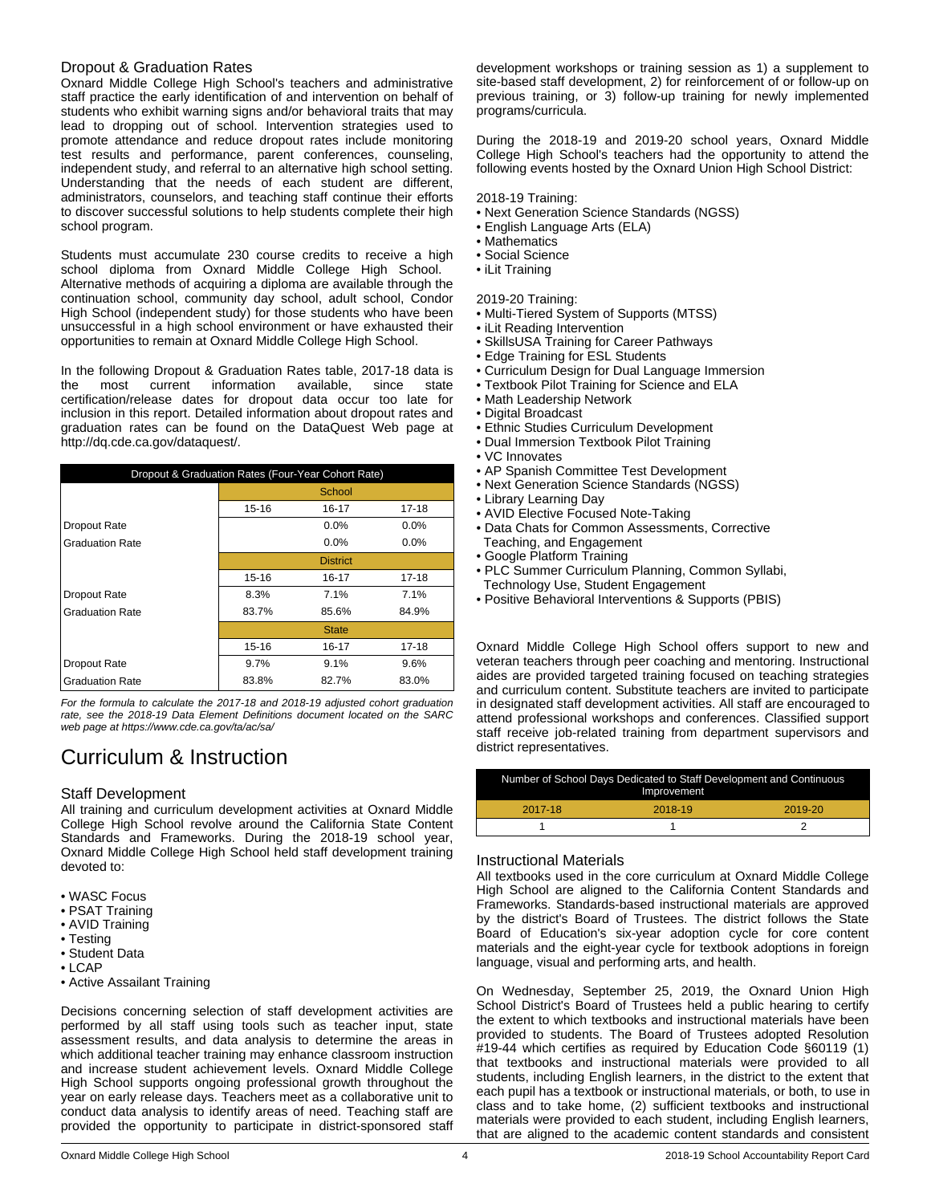## Dropout & Graduation Rates

Oxnard Middle College High School's teachers and administrative staff practice the early identification of and intervention on behalf of students who exhibit warning signs and/or behavioral traits that may lead to dropping out of school. Intervention strategies used to promote attendance and reduce dropout rates include monitoring test results and performance, parent conferences, counseling, independent study, and referral to an alternative high school setting. Understanding that the needs of each student are different, administrators, counselors, and teaching staff continue their efforts to discover successful solutions to help students complete their high school program.

Students must accumulate 230 course credits to receive a high school diploma from Oxnard Middle College High School. Alternative methods of acquiring a diploma are available through the continuation school, community day school, adult school, Condor High School (independent study) for those students who have been unsuccessful in a high school environment or have exhausted their opportunities to remain at Oxnard Middle College High School.

In the following Dropout & Graduation Rates table, 2017-18 data is the most current information available, since state certification/release dates for dropout data occur too late for inclusion in this report. Detailed information about dropout rates and graduation rates can be found on the DataQuest Web page at http://dq.cde.ca.gov/dataquest/.

| Dropout & Graduation Rates (Four-Year Cohort Rate) | | | |
|---|---|---|---|
| | School | | |
| | 15-16 | 16-17 | 17-18 |
| Dropout Rate | | 0.0% | 0.0% |
| Graduation Rate | | 0.0% | 0.0% |
| | District | | |
| | 15-16 | 16-17 | 17-18 |
| Dropout Rate | 8.3% | 7.1% | 7.1% |
| Graduation Rate | 83.7% | 85.6% | 84.9% |
| | State | | |
| | 15-16 | 16-17 | 17-18 |
| Dropout Rate | 9.7% | 9.1% | 9.6% |
| Graduation Rate | 83.8% | 82.7% | 83.0% |

*For the formula to calculate the 2017-18 and 2018-19 adjusted cohort graduation rate, see the 2018-19 Data Element Definitions document located on the SARC web page at https://www.cde.ca.gov/ta/ac/sa/*

# Curriculum & Instruction

## Staff Development

All training and curriculum development activities at Oxnard Middle College High School revolve around the California State Content Standards and Frameworks. During the 2018-19 school year, Oxnard Middle College High School held staff development training devoted to:

- WASC Focus
- PSAT Training
- AVID Training
- Testing
- Student Data
- LCAP
- Active Assailant Training

Decisions concerning selection of staff development activities are performed by all staff using tools such as teacher input, state assessment results, and data analysis to determine the areas in which additional teacher training may enhance classroom instruction and increase student achievement levels. Oxnard Middle College High School supports ongoing professional growth throughout the year on early release days. Teachers meet as a collaborative unit to conduct data analysis to identify areas of need. Teaching staff are provided the opportunity to participate in district-sponsored staff development workshops or training session as 1) a supplement to site-based staff development, 2) for reinforcement of or follow-up on previous training, or 3) follow-up training for newly implemented programs/curricula.

During the 2018-19 and 2019-20 school years, Oxnard Middle College High School's teachers had the opportunity to attend the following events hosted by the Oxnard Union High School District:

2018-19 Training:

- Next Generation Science Standards (NGSS)
- English Language Arts (ELA)
- Mathematics
- Social Science
- iLit Training

2019-20 Training:

- Multi-Tiered System of Supports (MTSS)
- iLit Reading Intervention
- SkillsUSA Training for Career Pathways
- Edge Training for ESL Students
- Curriculum Design for Dual Language Immersion
- Textbook Pilot Training for Science and ELA
- Math Leadership Network
- Digital Broadcast
- Ethnic Studies Curriculum Development
- Dual Immersion Textbook Pilot Training
- VC Innovates
- AP Spanish Committee Test Development
- Next Generation Science Standards (NGSS)
- Library Learning Day
- AVID Elective Focused Note-Taking
- Data Chats for Common Assessments, Corrective Teaching, and Engagement
- Google Platform Training
- PLC Summer Curriculum Planning, Common Syllabi, Technology Use, Student Engagement
- Positive Behavioral Interventions & Supports (PBIS)

Oxnard Middle College High School offers support to new and veteran teachers through peer coaching and mentoring. Instructional aides are provided targeted training focused on teaching strategies and curriculum content. Substitute teachers are invited to participate in designated staff development activities. All staff are encouraged to attend professional workshops and conferences. Classified support staff receive job-related training from department supervisors and district representatives.

| Number of School Days Dedicated to Staff Development and Continuous Improvement | | |
|---|---|---|
| 2017-18 | 2018-19 | 2019-20 |
| 1 | 1 | 2 |

## Instructional Materials

All textbooks used in the core curriculum at Oxnard Middle College High School are aligned to the California Content Standards and Frameworks. Standards-based instructional materials are approved by the district's Board of Trustees. The district follows the State Board of Education's six-year adoption cycle for core content materials and the eight-year cycle for textbook adoptions in foreign language, visual and performing arts, and health.

On Wednesday, September 25, 2019, the Oxnard Union High School District's Board of Trustees held a public hearing to certify the extent to which textbooks and instructional materials have been provided to students. The Board of Trustees adopted Resolution #19-44 which certifies as required by Education Code §60119 (1) that textbooks and instructional materials were provided to all students, including English learners, in the district to the extent that each pupil has a textbook or instructional materials, or both, to use in class and to take home, (2) sufficient textbooks and instructional materials were provided to each student, including English learners, that are aligned to the academic content standards and consistent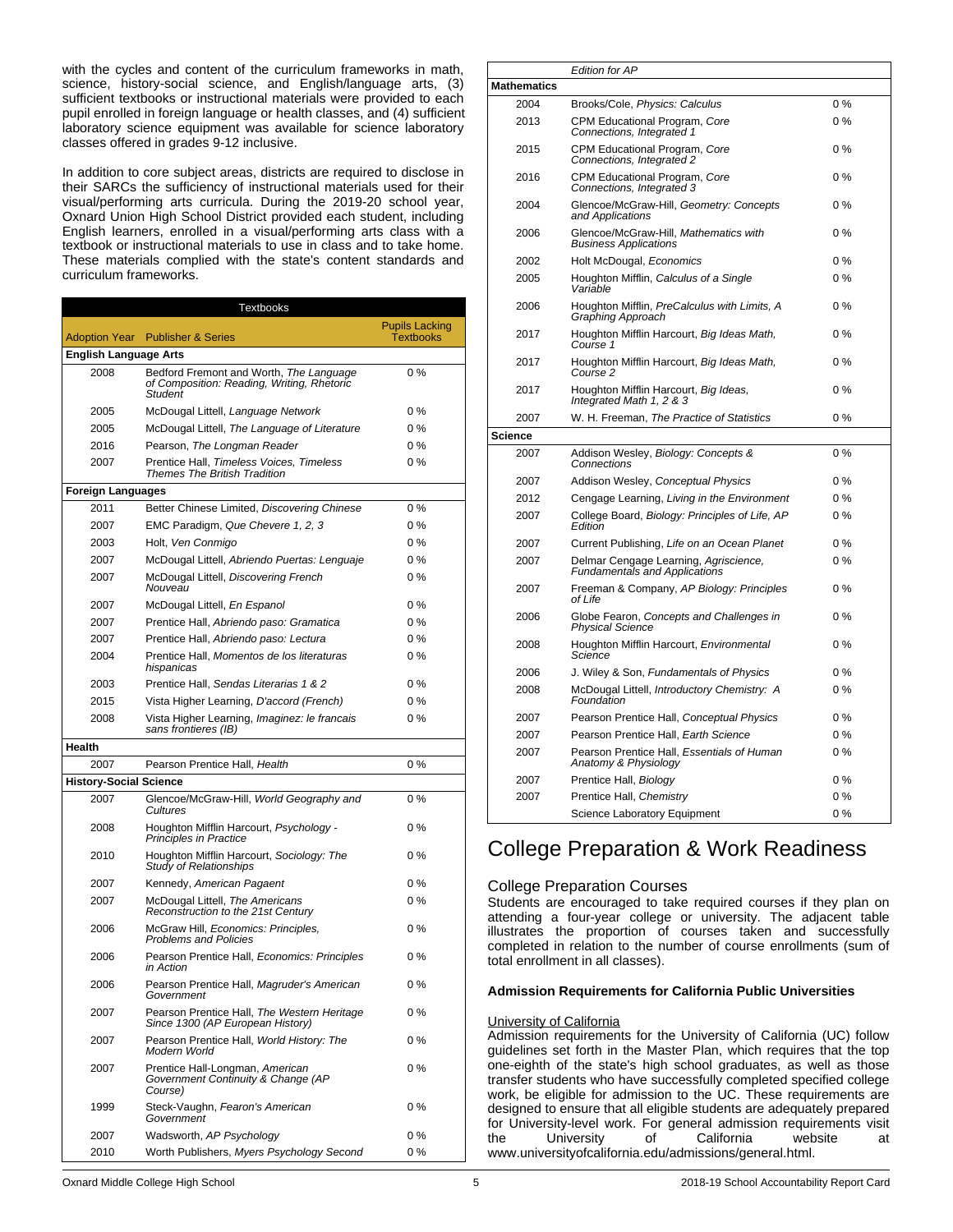with the cycles and content of the curriculum frameworks in math, science, history-social science, and English/language arts, (3) sufficient textbooks or instructional materials were provided to each pupil enrolled in foreign language or health classes, and (4) sufficient laboratory science equipment was available for science laboratory classes offered in grades 9-12 inclusive.

In addition to core subject areas, districts are required to disclose in their SARCs the sufficiency of instructional materials used for their visual/performing arts curricula. During the 2019-20 school year, Oxnard Union High School District provided each student, including English learners, enrolled in a visual/performing arts class with a textbook or instructional materials to use in class and to take home. These materials complied with the state's content standards and curriculum frameworks.

| Adoption Year | Publisher & Series | Pupils Lacking Textbooks |
|---|---|---|
| **English Language Arts** | | |
| 2008 | Bedford Fremont and Worth, *The Language of Composition: Reading, Writing, Rhetoric Student* | 0 % |
| 2005 | McDougal Littell, *Language Network* | 0 % |
| 2005 | McDougal Littell, *The Language of Literature* | 0 % |
| 2016 | Pearson, *The Longman Reader* | 0 % |
| 2007 | Prentice Hall, *Timeless Voices, Timeless Themes The British Tradition* | 0 % |
| **Foreign Languages** | | |
| 2011 | Better Chinese Limited, *Discovering Chinese* | 0 % |
| 2007 | EMC Paradigm, *Que Chevere 1, 2, 3* | 0 % |
| 2003 | Holt, *Ven Conmigo* | 0 % |
| 2007 | McDougal Littell, *Abriendo Puertas: Lenguaje* | 0 % |
| 2007 | McDougal Littell, *Discovering French Nouveau* | 0 % |
| 2007 | McDougal Littell, *En Espanol* | 0 % |
| 2007 | Prentice Hall, *Abriendo paso: Gramatica* | 0 % |
| 2007 | Prentice Hall, *Abriendo paso: Lectura* | 0 % |
| 2004 | Prentice Hall, *Momentos de los literaturas hispanicas* | 0 % |
| 2003 | Prentice Hall, *Sendas Literarias 1 & 2* | 0 % |
| 2015 | Vista Higher Learning, *D'accord (French)* | 0 % |
| 2008 | Vista Higher Learning, *Imaginez: le francais sans frontieres (IB)* | 0 % |
| **Health** | | |
| 2007 | Pearson Prentice Hall, *Health* | 0 % |
| **History-Social Science** | | |
| 2007 | Glencoe/McGraw-Hill, *World Geography and Cultures* | 0 % |
| 2008 | Houghton Mifflin Harcourt, *Psychology - Principles in Practice* | 0 % |
| 2010 | Houghton Mifflin Harcourt, *Sociology: The Study of Relationships* | 0 % |
| 2007 | Kennedy, *American Pagaent* | 0 % |
| 2007 | McDougal Littell, *The Americans Reconstruction to the 21st Century* | 0 % |
| 2006 | McGraw Hill, *Economics: Principles, Problems and Policies* | 0 % |
| 2006 | Pearson Prentice Hall, *Economics: Principles in Action* | 0 % |
| 2006 | Pearson Prentice Hall, *Magruder's American Government* | 0 % |
| 2007 | Pearson Prentice Hall, *The Western Heritage Since 1300 (AP European History)* | 0 % |
| 2007 | Pearson Prentice Hall, *World History: The Modern World* | 0 % |
| 2007 | Prentice Hall-Longman, *American Government Continuity & Change (AP Course)* | 0 % |
| 1999 | Steck-Vaughn, *Fearon's American Government* | 0 % |
| 2007 | Wadsworth, *AP Psychology* | 0 % |
| 2010 | Worth Publishers, *Myers Psychology Second Edition for AP* | 0 % |
| **Mathematics** | | |
| 2004 | Brooks/Cole, *Physics: Calculus* | 0 % |
| 2013 | CPM Educational Program, *Core Connections, Integrated 1* | 0 % |
| 2015 | CPM Educational Program, *Core Connections, Integrated 2* | 0 % |
| 2016 | CPM Educational Program, *Core Connections, Integrated 3* | 0 % |
| 2004 | Glencoe/McGraw-Hill, *Geometry: Concepts and Applications* | 0 % |
| 2006 | Glencoe/McGraw-Hill, *Mathematics with Business Applications* | 0 % |
| 2002 | Holt McDougal, *Economics* | 0 % |
| 2005 | Houghton Mifflin, *Calculus of a Single Variable* | 0 % |
| 2006 | Houghton Mifflin, *PreCalculus with Limits, A Graphing Approach* | 0 % |
| 2017 | Houghton Mifflin Harcourt, *Big Ideas Math, Course 1* | 0 % |
| 2017 | Houghton Mifflin Harcourt, *Big Ideas Math, Course 2* | 0 % |
| 2017 | Houghton Mifflin Harcourt, *Big Ideas, Integrated Math 1, 2 & 3* | 0 % |
| 2007 | W. H. Freeman, *The Practice of Statistics* | 0 % |
| **Science** | | |
| 2007 | Addison Wesley, *Biology: Concepts & Connections* | 0 % |
| 2007 | Addison Wesley, *Conceptual Physics* | 0 % |
| 2012 | Cengage Learning, *Living in the Environment* | 0 % |
| 2007 | College Board, *Biology: Principles of Life, AP Edition* | 0 % |
| 2007 | Current Publishing, *Life on an Ocean Planet* | 0 % |
| 2007 | Delmar Cengage Learning, *Agriscience, Fundamentals and Applications* | 0 % |
| 2007 | Freeman & Company, *AP Biology: Principles of Life* | 0 % |
| 2006 | Globe Fearon, *Concepts and Challenges in Physical Science* | 0 % |
| 2008 | Houghton Mifflin Harcourt, *Environmental Science* | 0 % |
| 2006 | J. Wiley & Son, *Fundamentals of Physics* | 0 % |
| 2008 | McDougal Littell, *Introductory Chemistry: A Foundation* | 0 % |
| 2007 | Pearson Prentice Hall, *Conceptual Physics* | 0 % |
| 2007 | Pearson Prentice Hall, *Earth Science* | 0 % |
| 2007 | Pearson Prentice Hall, *Essentials of Human Anatomy & Physiology* | 0 % |
| 2007 | Prentice Hall, *Biology* | 0 % |
| 2007 | Prentice Hall, *Chemistry* | 0 % |
| | Science Laboratory Equipment | 0 % |

# College Preparation & Work Readiness

## College Preparation Courses

Students are encouraged to take required courses if they plan on attending a four-year college or university. The adjacent table illustrates the proportion of courses taken and successfully completed in relation to the number of course enrollments (sum of total enrollment in all classes).

### Admission Requirements for California Public Universities

University of California

Admission requirements for the University of California (UC) follow guidelines set forth in the Master Plan, which requires that the top one-eighth of the state's high school graduates, as well as those transfer students who have successfully completed specified college work, be eligible for admission to the UC. These requirements are designed to ensure that all eligible students are adequately prepared for University-level work. For general admission requirements visit the University of California website at www.universityofcalifornia.edu/admissions/general.html.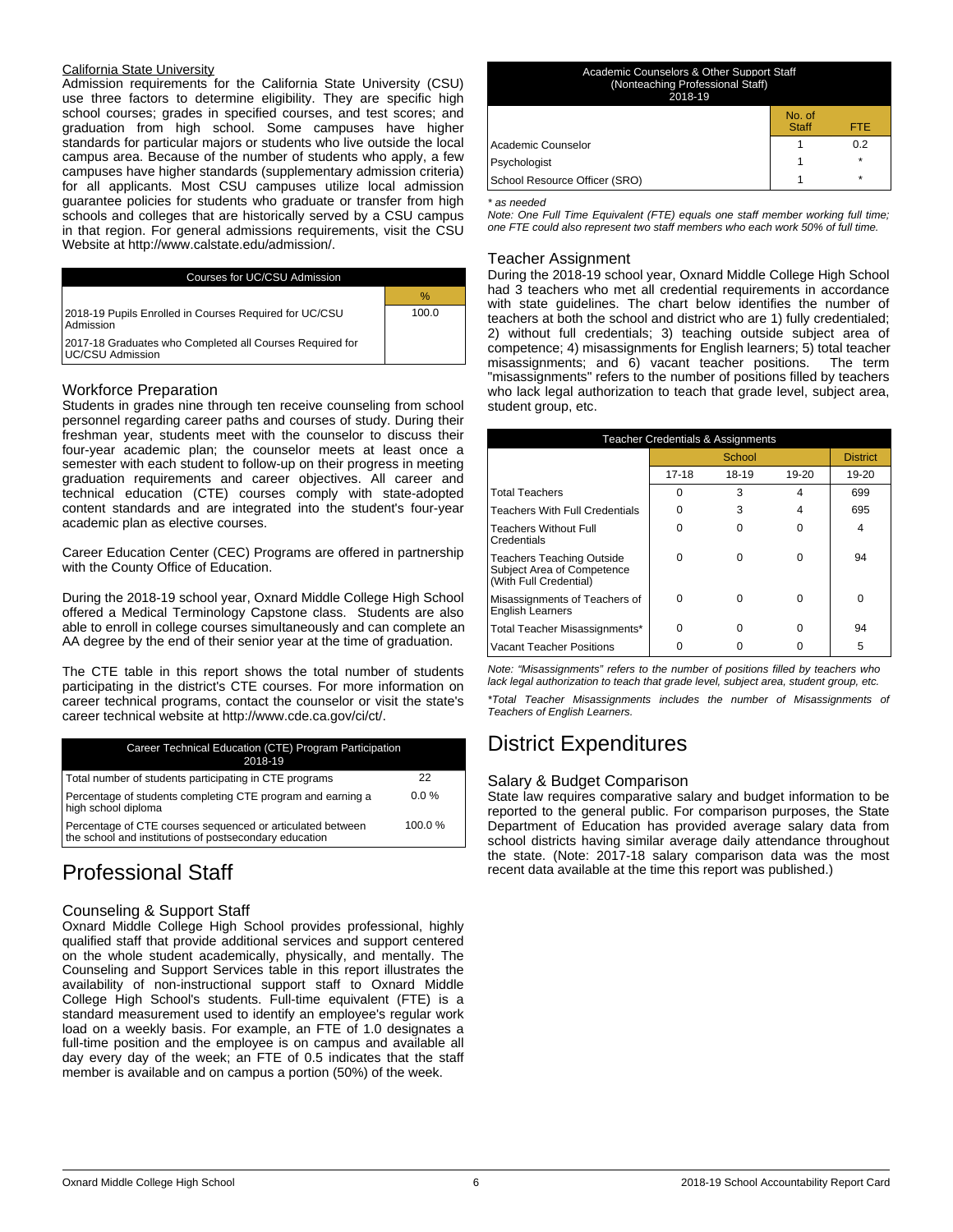California State University

Admission requirements for the California State University (CSU) use three factors to determine eligibility. They are specific high school courses; grades in specified courses, and test scores; and graduation from high school. Some campuses have higher standards for particular majors or students who live outside the local campus area. Because of the number of students who apply, a few campuses have higher standards (supplementary admission criteria) for all applicants. Most CSU campuses utilize local admission guarantee policies for students who graduate or transfer from high schools and colleges that are historically served by a CSU campus in that region. For general admissions requirements, visit the CSU Website at http://www.calstate.edu/admission/.

| Courses for UC/CSU Admission | |
|---|---|
| | % |
| 2018-19 Pupils Enrolled in Courses Required for UC/CSU Admission | 100.0 |
| 2017-18 Graduates who Completed all Courses Required for UC/CSU Admission | |

### Workforce Preparation

Students in grades nine through ten receive counseling from school personnel regarding career paths and courses of study. During their freshman year, students meet with the counselor to discuss their four-year academic plan; the counselor meets at least once a semester with each student to follow-up on their progress in meeting graduation requirements and career objectives. All career and technical education (CTE) courses comply with state-adopted content standards and are integrated into the student's four-year academic plan as elective courses.

Career Education Center (CEC) Programs are offered in partnership with the County Office of Education.

During the 2018-19 school year, Oxnard Middle College High School offered a Medical Terminology Capstone class. Students are also able to enroll in college courses simultaneously and can complete an AA degree by the end of their senior year at the time of graduation.

The CTE table in this report shows the total number of students participating in the district's CTE courses. For more information on career technical programs, contact the counselor or visit the state's career technical website at http://www.cde.ca.gov/ci/ct/.

| Career Technical Education (CTE) Program Participation 2018-19 | |
|---|---|
| Total number of students participating in CTE programs | 22 |
| Percentage of students completing CTE program and earning a high school diploma | 0.0 % |
| Percentage of CTE courses sequenced or articulated between the school and institutions of postsecondary education | 100.0 % |

# Professional Staff

### Counseling & Support Staff

Oxnard Middle College High School provides professional, highly qualified staff that provide additional services and support centered on the whole student academically, physically, and mentally. The Counseling and Support Services table in this report illustrates the availability of non-instructional support staff to Oxnard Middle College High School's students. Full-time equivalent (FTE) is a standard measurement used to identify an employee's regular work load on a weekly basis. For example, an FTE of 1.0 designates a full-time position and the employee is on campus and available all day every day of the week; an FTE of 0.5 indicates that the staff member is available and on campus a portion (50%) of the week.

| Academic Counselors & Other Support Staff (Nonteaching Professional Staff) 2018-19 | | |
|---|---|---|
| | No. of Staff | FTE |
| Academic Counselor | 1 | 0.2 |
| Psychologist | 1 | * |
| School Resource Officer (SRO) | 1 | * |

*\* as needed*

*Note: One Full Time Equivalent (FTE) equals one staff member working full time; one FTE could also represent two staff members who each work 50% of full time.*

### Teacher Assignment

During the 2018-19 school year, Oxnard Middle College High School had 3 teachers who met all credential requirements in accordance with state guidelines. The chart below identifies the number of teachers at both the school and district who are 1) fully credentialed; 2) without full credentials; 3) teaching outside subject area of competence; 4) misassignments for English learners; 5) total teacher misassignments; and 6) vacant teacher positions. The term "misassignments" refers to the number of positions filled by teachers who lack legal authorization to teach that grade level, subject area, student group, etc.

| Teacher Credentials & Assignments | | | | |
|---|---|---|---|---|
| | School | | | District |
| | 17-18 | 18-19 | 19-20 | 19-20 |
| Total Teachers | 0 | 3 | 4 | 699 |
| Teachers With Full Credentials | 0 | 3 | 4 | 695 |
| Teachers Without Full Credentials | 0 | 0 | 0 | 4 |
| Teachers Teaching Outside Subject Area of Competence (With Full Credential) | 0 | 0 | 0 | 94 |
| Misassignments of Teachers of English Learners | 0 | 0 | 0 | 0 |
| Total Teacher Misassignments* | 0 | 0 | 0 | 94 |
| Vacant Teacher Positions | 0 | 0 | 0 | 5 |

*Note: "Misassignments" refers to the number of positions filled by teachers who lack legal authorization to teach that grade level, subject area, student group, etc.*

*\*Total Teacher Misassignments includes the number of Misassignments of Teachers of English Learners.*

# District Expenditures

### Salary & Budget Comparison

State law requires comparative salary and budget information to be reported to the general public. For comparison purposes, the State Department of Education has provided average salary data from school districts having similar average daily attendance throughout the state. (Note: 2017-18 salary comparison data was the most recent data available at the time this report was published.)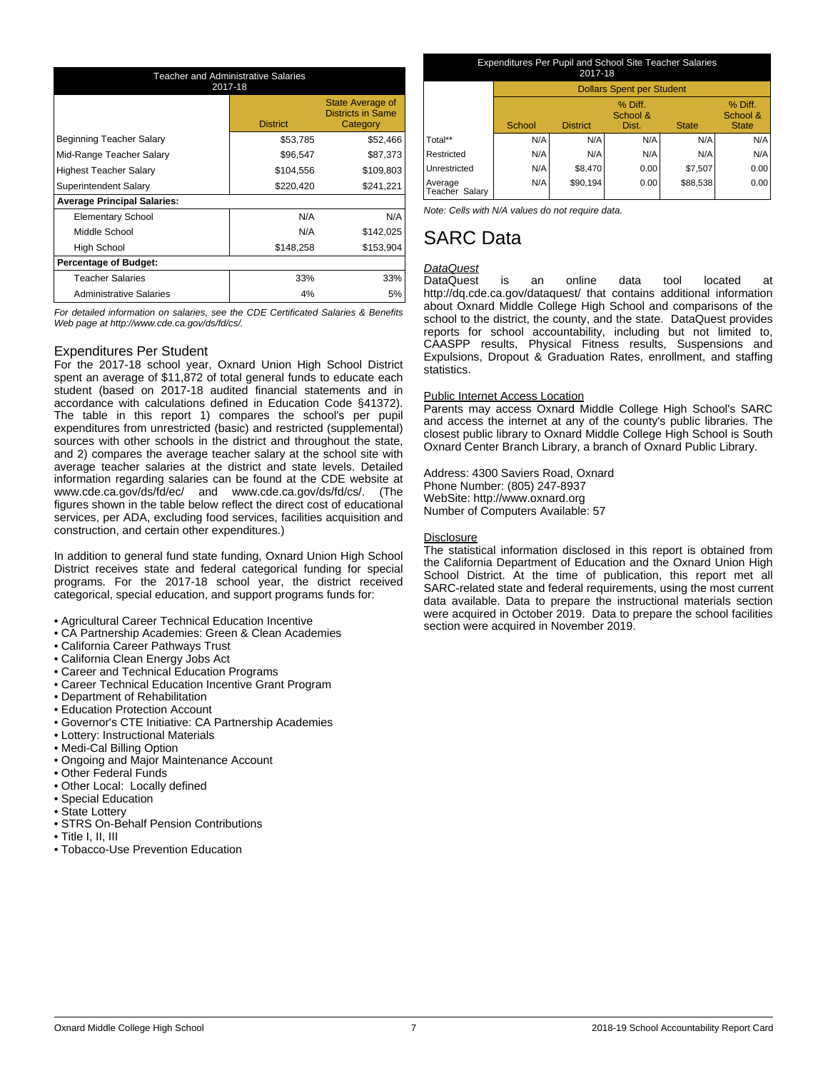| Teacher and Administrative Salaries 2017-18 | | |
|---|---|---|
| | District | State Average of Districts in Same Category |
| Beginning Teacher Salary | \$53,785 | \$52,466 |
| Mid-Range Teacher Salary | \$96,547 | \$87,373 |
| Highest Teacher Salary | \$104,556 | \$109,803 |
| Superintendent Salary | \$220,420 | \$241,221 |
| **Average Principal Salaries:** | | |
| Elementary School | N/A | N/A |
| Middle School | N/A | \$142,025 |
| High School | \$148,258 | \$153,904 |
| **Percentage of Budget:** | | |
| Teacher Salaries | 33% | 33% |
| Administrative Salaries | 4% | 5% |

*For detailed information on salaries, see the CDE Certificated Salaries & Benefits Web page at http://www.cde.ca.gov/ds/fd/cs/.*

## Expenditures Per Student

For the 2017-18 school year, Oxnard Union High School District spent an average of \$11,872 of total general funds to educate each student (based on 2017-18 audited financial statements and in accordance with calculations defined in Education Code §41372). The table in this report 1) compares the school's per pupil expenditures from unrestricted (basic) and restricted (supplemental) sources with other schools in the district and throughout the state, and 2) compares the average teacher salary at the school site with average teacher salaries at the district and state levels. Detailed information regarding salaries can be found at the CDE website at www.cde.ca.gov/ds/fd/ec/ and www.cde.ca.gov/ds/fd/cs/. (The figures shown in the table below reflect the direct cost of educational services, per ADA, excluding food services, facilities acquisition and construction, and certain other expenditures.)

In addition to general fund state funding, Oxnard Union High School District receives state and federal categorical funding for special programs. For the 2017-18 school year, the district received categorical, special education, and support programs funds for:

- Agricultural Career Technical Education Incentive
- CA Partnership Academies: Green & Clean Academies
- California Career Pathways Trust
- California Clean Energy Jobs Act
- Career and Technical Education Programs
- Career Technical Education Incentive Grant Program
- Department of Rehabilitation
- Education Protection Account
- Governor's CTE Initiative: CA Partnership Academies
- Lottery: Instructional Materials
- Medi-Cal Billing Option
- Ongoing and Major Maintenance Account
- Other Federal Funds
- Other Local: Locally defined
- Special Education
- State Lottery
- STRS On-Behalf Pension Contributions
- Title I, II, III
- Tobacco-Use Prevention Education

| Expenditures Per Pupil and School Site Teacher Salaries 2017-18 | | | | | |
|---|---|---|---|---|---|
| | Dollars Spent per Student | | | | |
| | School | District | % Diff. School & Dist. | State | % Diff. School & State |
| Total** | N/A | N/A | N/A | N/A | N/A |
| Restricted | N/A | N/A | N/A | N/A | N/A |
| Unrestricted | N/A | \$8,470 | 0.00 | \$7,507 | 0.00 |
| Average Teacher Salary | N/A | \$90,194 | 0.00 | \$88,538 | 0.00 |

*Note: Cells with N/A values do not require data.*

# SARC Data

*DataQuest*

DataQuest is an online data tool located at http://dq.cde.ca.gov/dataquest/ that contains additional information about Oxnard Middle College High School and comparisons of the school to the district, the county, and the state. DataQuest provides reports for school accountability, including but not limited to, CAASPP results, Physical Fitness results, Suspensions and Expulsions, Dropout & Graduation Rates, enrollment, and staffing statistics.

Public Internet Access Location

Parents may access Oxnard Middle College High School's SARC and access the internet at any of the county's public libraries. The closest public library to Oxnard Middle College High School is South Oxnard Center Branch Library, a branch of Oxnard Public Library.

Address: 4300 Saviers Road, Oxnard
Phone Number: (805) 247-8937
WebSite: http://www.oxnard.org
Number of Computers Available: 57

Disclosure

The statistical information disclosed in this report is obtained from the California Department of Education and the Oxnard Union High School District. At the time of publication, this report met all SARC-related state and federal requirements, using the most current data available. Data to prepare the instructional materials section were acquired in October 2019. Data to prepare the school facilities section were acquired in November 2019.